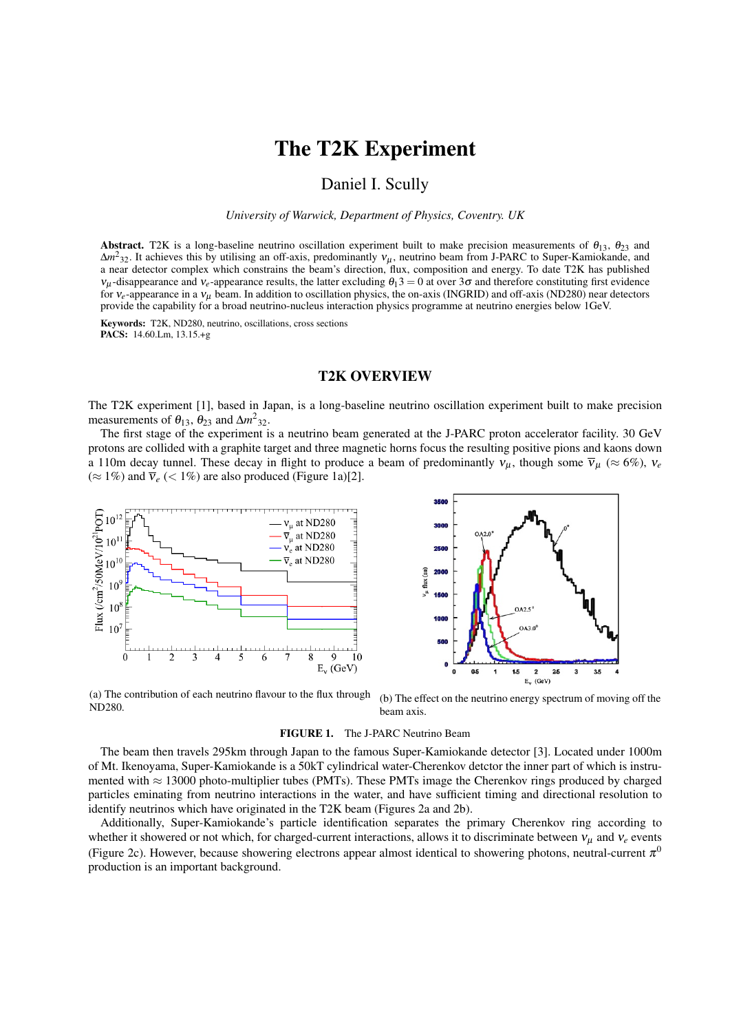# The T2K Experiment

Daniel I. Scully

*University of Warwick, Department of Physics, Coventry. UK*

**Abstract.** T2K is a long-baseline neutrino oscillation experiment built to make precision measurements of $\theta_{13}$, $\theta_{23}$ and $\Delta m^2{}_{32}$. It achieves this by utilising an off-axis, predominantly $\nu_\mu$, neutrino beam from J-PARC to Super-Kamiokande, and a near detector complex which constrains the beam's direction, flux, composition and energy. To date T2K has published $\nu_\mu$-disappearance and $\nu_e$-appearance results, the latter excluding $\theta_13 = 0$ at over $3\sigma$ and therefore constituting first evidence for $\nu_e$-appearance in a $\nu_\mu$ beam. In addition to oscillation physics, the on-axis (INGRID) and off-axis (ND280) near detectors provide the capability for a broad neutrino-nucleus interaction physics programme at neutrino energies below 1GeV.

**Keywords:** T2K, ND280, neutrino, oscillations, cross sections
**PACS:** 14.60.Lm, 13.15.+g

## T2K OVERVIEW

The T2K experiment [1], based in Japan, is a long-baseline neutrino oscillation experiment built to make precision measurements of $\theta_{13}$, $\theta_{23}$ and $\Delta m^2{}_{32}$.

The first stage of the experiment is a neutrino beam generated at the J-PARC proton accelerator facility. 30 GeV protons are collided with a graphite target and three magnetic horns focus the resulting positive pions and kaons down a 110m decay tunnel. These decay in flight to produce a beam of predominantly $\nu_\mu$, though some $\overline{\nu}_\mu$ ($\approx 6\%$), $\nu_e$ ($\approx 1\%$) and $\overline{\nu}_e$ ($< 1\%$) are also produced (Figure 1a)[2].

(a) The contribution of each neutrino flavour to the flux through ND280.

(b) The effect on the neutrino energy spectrum of moving off the beam axis.

**FIGURE 1.** The J-PARC Neutrino Beam

The beam then travels 295km through Japan to the famous Super-Kamiokande detector [3]. Located under 1000m of Mt. Ikenoyama, Super-Kamiokande is a 50kT cylindrical water-Cherenkov dectecor the inner part of which is instrumented with $\approx$ 13000 photo-multiplier tubes (PMTs). These PMTs image the Cherenkov rings produced by charged particles eminating from neutrino interactions in the water, and have sufficient timing and directional resolution to identify neutrinos which have originated in the T2K beam (Figures 2a and 2b).

Additionally, Super-Kamiokande's particle identification separates the primary Cherenkov ring according to whether it showered or not which, for charged-current interactions, allows it to discriminate between $\nu_\mu$ and $\nu_e$ events (Figure 2c). However, because showering electrons appear almost identical to showering photons, neutral-current $\pi^0$ production is an important background.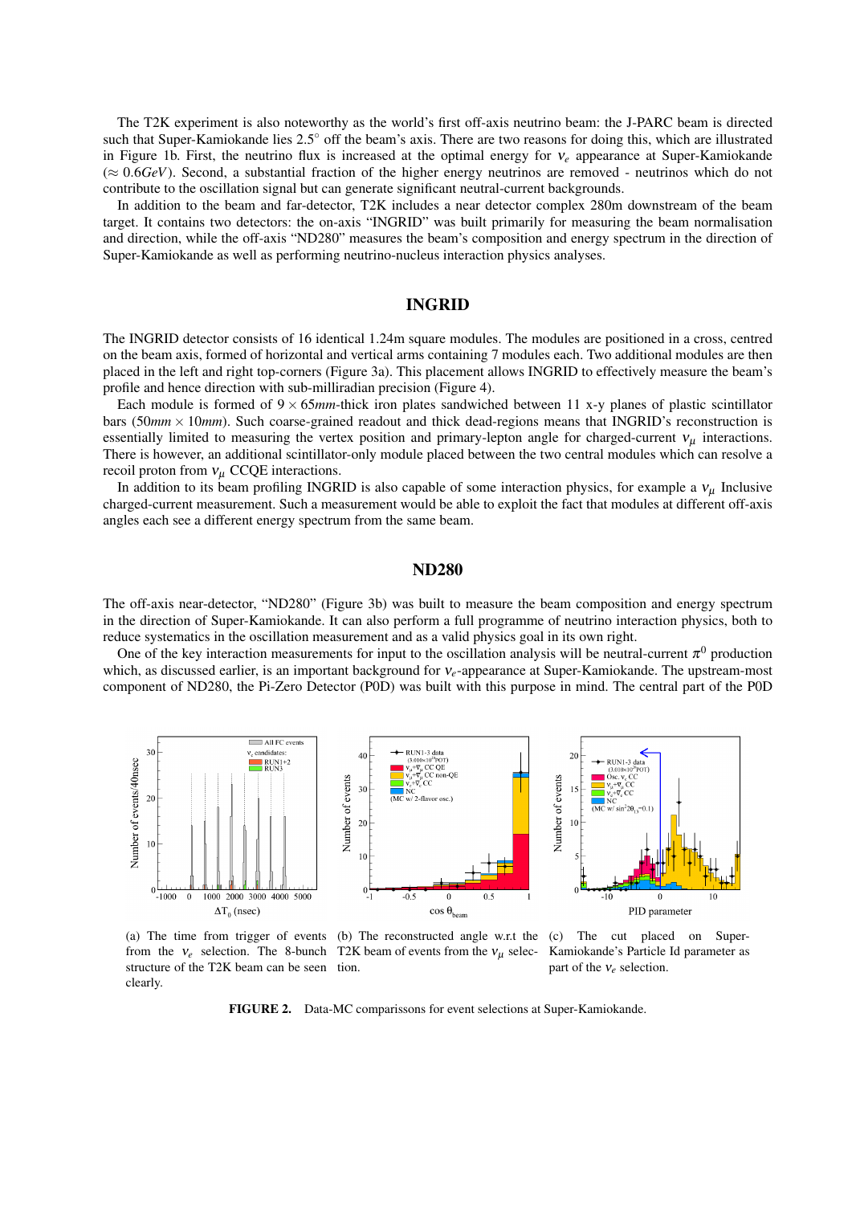The T2K experiment is also noteworthy as the world's first off-axis neutrino beam: the J-PARC beam is directed such that Super-Kamiokande lies 2.5° off the beam's axis. There are two reasons for doing this, which are illustrated in Figure 1b. First, the neutrino flux is increased at the optimal energy for $\nu_e$ appearance at Super-Kamiokande ($\approx 0.6GeV$). Second, a substantial fraction of the higher energy neutrinos are removed - neutrinos which do not contribute to the oscillation signal but can generate significant neutral-current backgrounds.

In addition to the beam and far-detector, T2K includes a near detector complex 280m downstream of the beam target. It contains two detectors: the on-axis "INGRID" was built primarily for measuring the beam normalisation and direction, while the off-axis "ND280" measures the beam's composition and energy spectrum in the direction of Super-Kamiokande as well as performing neutrino-nucleus interaction physics analyses.

## INGRID

The INGRID detector consists of 16 identical 1.24m square modules. The modules are positioned in a cross, centred on the beam axis, formed of horizontal and vertical arms containing 7 modules each. Two additional modules are then placed in the left and right top-corners (Figure 3a). This placement allows INGRID to effectively measure the beam's profile and hence direction with sub-milliradian precision (Figure 4).

Each module is formed of $9 \times 65mm$-thick iron plates sandwiched between 11 x-y planes of plastic scintillator bars ($50mm \times 10mm$). Such coarse-grained readout and thick dead-regions means that INGRID's reconstruction is essentially limited to measuring the vertex position and primary-lepton angle for charged-current $\nu_\mu$ interactions. There is however, an additional scintillator-only module placed between the two central modules which can resolve a recoil proton from $\nu_\mu$ CCQE interactions.

In addition to its beam profiling INGRID is also capable of some interaction physics, for example a $\nu_\mu$ Inclusive charged-current measurement. Such a measurement would be able to exploit the fact that modules at different off-axis angles each see a different energy spectrum from the same beam.

## ND280

The off-axis near-detector, "ND280" (Figure 3b) was built to measure the beam composition and energy spectrum in the direction of Super-Kamiokande. It can also perform a full programme of neutrino interaction physics, both to reduce systematics in the oscillation measurement and as a valid physics goal in its own right.

One of the key interaction measurements for input to the oscillation analysis will be neutral-current $\pi^0$ production which, as discussed earlier, is an important background for $\nu_e$-appearance at Super-Kamiokande. The upstream-most component of ND280, the Pi-Zero Detector (P0D) was built with this purpose in mind. The central part of the P0D

(a) The time from trigger of events from the $\nu_e$ selection. The 8-bunch structure of the T2K beam can be seen clearly.

(b) The reconstructed angle w.r.t the T2K beam of events from the $\nu_\mu$ selection.

(c) The cut placed on Super-Kamiokande's Particle Id parameter as part of the $\nu_e$ selection.

**FIGURE 2.** Data-MC comparissons for event selections at Super-Kamiokande.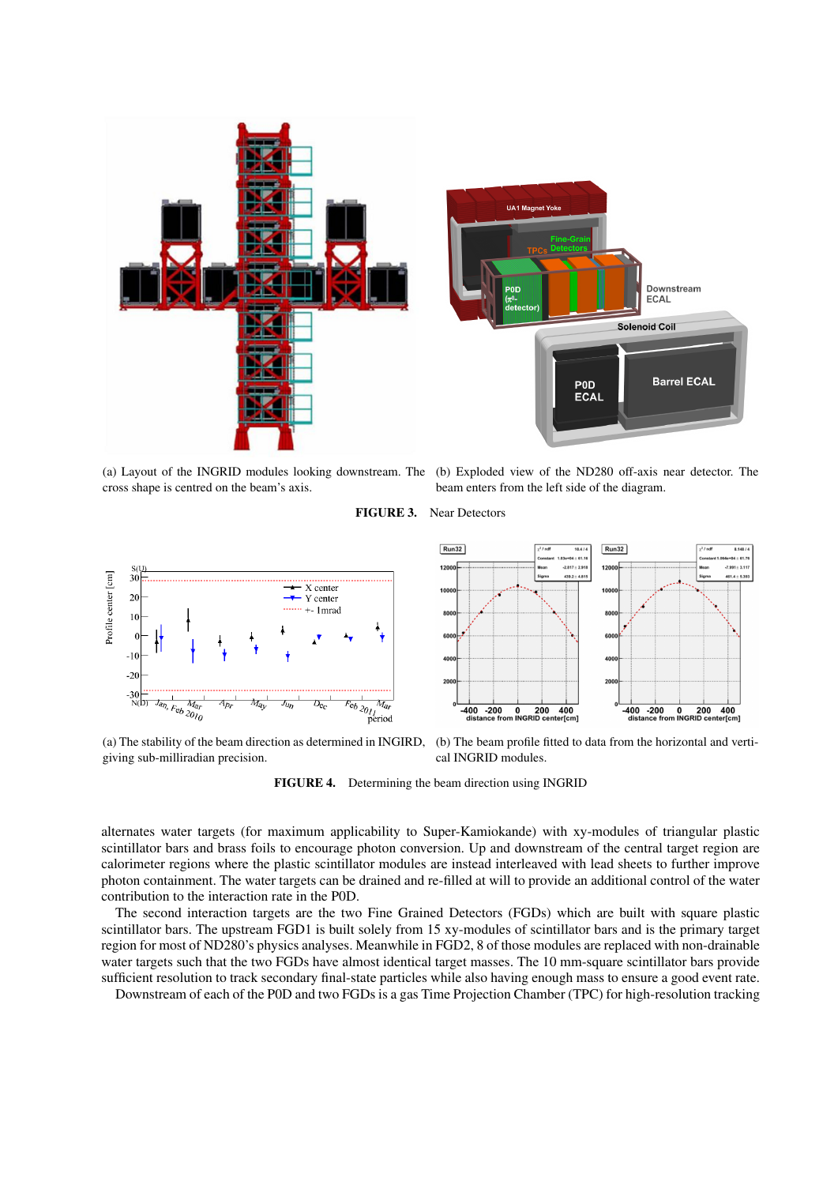(a) Layout of the INGRID modules looking downstream. The cross shape is centred on the beam's axis.

(b) Exploded view of the ND280 off-axis near detector. The beam enters from the left side of the diagram.

**FIGURE 3.** Near Detectors

(a) The stability of the beam direction as determined in INGIRD, giving sub-milliradian precision.

(b) The beam profile fitted to data from the horizontal and vertical INGRID modules.

**FIGURE 4.** Determining the beam direction using INGRID

alternates water targets (for maximum applicability to Super-Kamiokande) with xy-modules of triangular plastic scintillator bars and brass foils to encourage photon conversion. Up and downstream of the central target region are calorimeter regions where the plastic scintillator modules are instead interleaved with lead sheets to further improve photon containment. The water targets can be drained and re-filled at will to provide an additional control of the water contribution to the interaction rate in the P0D.

The second interaction targets are the two Fine Grained Detectors (FGDs) which are built with square plastic scintillator bars. The upstream FGD1 is built solely from 15 xy-modules of scintillator bars and is the primary target region for most of ND280's physics analyses. Meanwhile in FGD2, 8 of those modules are replaced with non-drainable water targets such that the two FGDs have almost identical target masses. The 10 mm-square scintillator bars provide sufficient resolution to track secondary final-state particles while also having enough mass to ensure a good event rate.

Downstream of each of the P0D and two FGDs is a gas Time Projection Chamber (TPC) for high-resolution tracking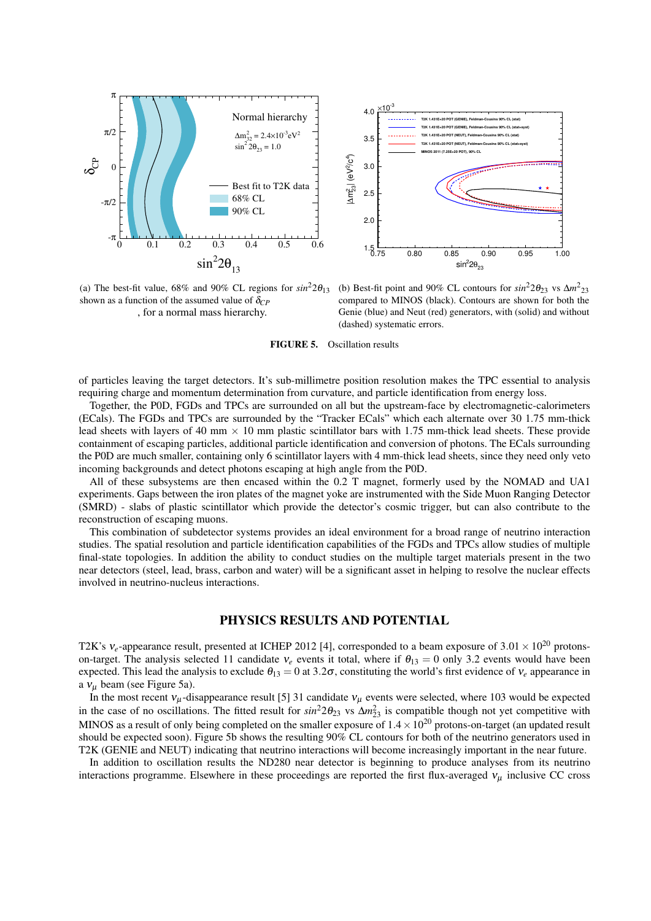(a) The best-fit value, 68% and 90% CL regions for $sin^2 2\theta_{13}$ shown as a function of the assumed value of $\delta_{CP}$, for a normal mass hierarchy.

(b) Best-fit point and 90% CL contours for $sin^2 2\theta_{23}$ vs $\Delta m^2_{23}$ compared to MINOS (black). Contours are shown for both the Genie (blue) and Neut (red) generators, with (solid) and without (dashed) systematic errors.

**FIGURE 5.** Oscillation results

of particles leaving the target detectors. It's sub-millimetre position resolution makes the TPC essential to analysis requiring charge and momentum determination from curvature, and particle identification from energy loss.

Together, the P0D, FGDs and TPCs are surrounded on all but the upstream-face by electromagnetic-calorimeters (ECals). The FGDs and TPCs are surrounded by the "Tracker ECals" which each alternate over 30 1.75 mm-thick lead sheets with layers of 40 mm × 10 mm plastic scintillator bars with 1.75 mm-thick lead sheets. These provide containment of escaping particles, additional particle identification and conversion of photons. The ECals surrounding the P0D are much smaller, containing only 6 scintillator layers with 4 mm-thick lead sheets, since they need only veto incoming backgrounds and detect photons escaping at high angle from the P0D.

All of these subsystems are then encased within the 0.2 T magnet, formerly used by the NOMAD and UA1 experiments. Gaps between the iron plates of the magnet yoke are instrumented with the Side Muon Ranging Detector (SMRD) - slabs of plastic scintillator which provide the detector's cosmic trigger, but can also contribute to the reconstruction of escaping muons.

This combination of subdetector systems provides an ideal environment for a broad range of neutrino interaction studies. The spatial resolution and particle identification capabilities of the FGDs and TPCs allow studies of multiple final-state topologies. In addition the ability to conduct studies on the multiple target materials present in the two near detectors (steel, lead, brass, carbon and water) will be a significant asset in helping to resolve the nuclear effects involved in neutrino-nucleus interactions.

## PHYSICS RESULTS AND POTENTIAL

T2K's $\nu_e$-appearance result, presented at ICHEP 2012 [4], corresponded to a beam exposure of $3.01 \times 10^{20}$ protons-on-target. The analysis selected 11 candidate $\nu_e$ events it total, where if $\theta_{13} = 0$ only 3.2 events would have been expected. This lead the analysis to exclude $\theta_{13} = 0$ at $3.2\sigma$, constituting the world's first evidence of $\nu_e$ appearance in a $\nu_\mu$ beam (see Figure 5a).

In the most recent $\nu_\mu$-disappearance result [5] 31 candidate $\nu_\mu$ events were selected, where 103 would be expected in the case of no oscillations. The fitted result for $sin^2 2\theta_{23}$ vs $\Delta m^2_{23}$ is compatible though not yet competitive with MINOS as a result of only being completed on the smaller exposure of $1.4 \times 10^{20}$ protons-on-target (an updated result should be expected soon). Figure 5b shows the resulting 90% CL contours for both of the neutrino generators used in T2K (GENIE and NEUT) indicating that neutrino interactions will become increasingly important in the near future.

In addition to oscillation results the ND280 near detector is beginning to produce analyses from its neutrino interactions programme. Elsewhere in these proceedings are reported the first flux-averaged $\nu_\mu$ inclusive CC cross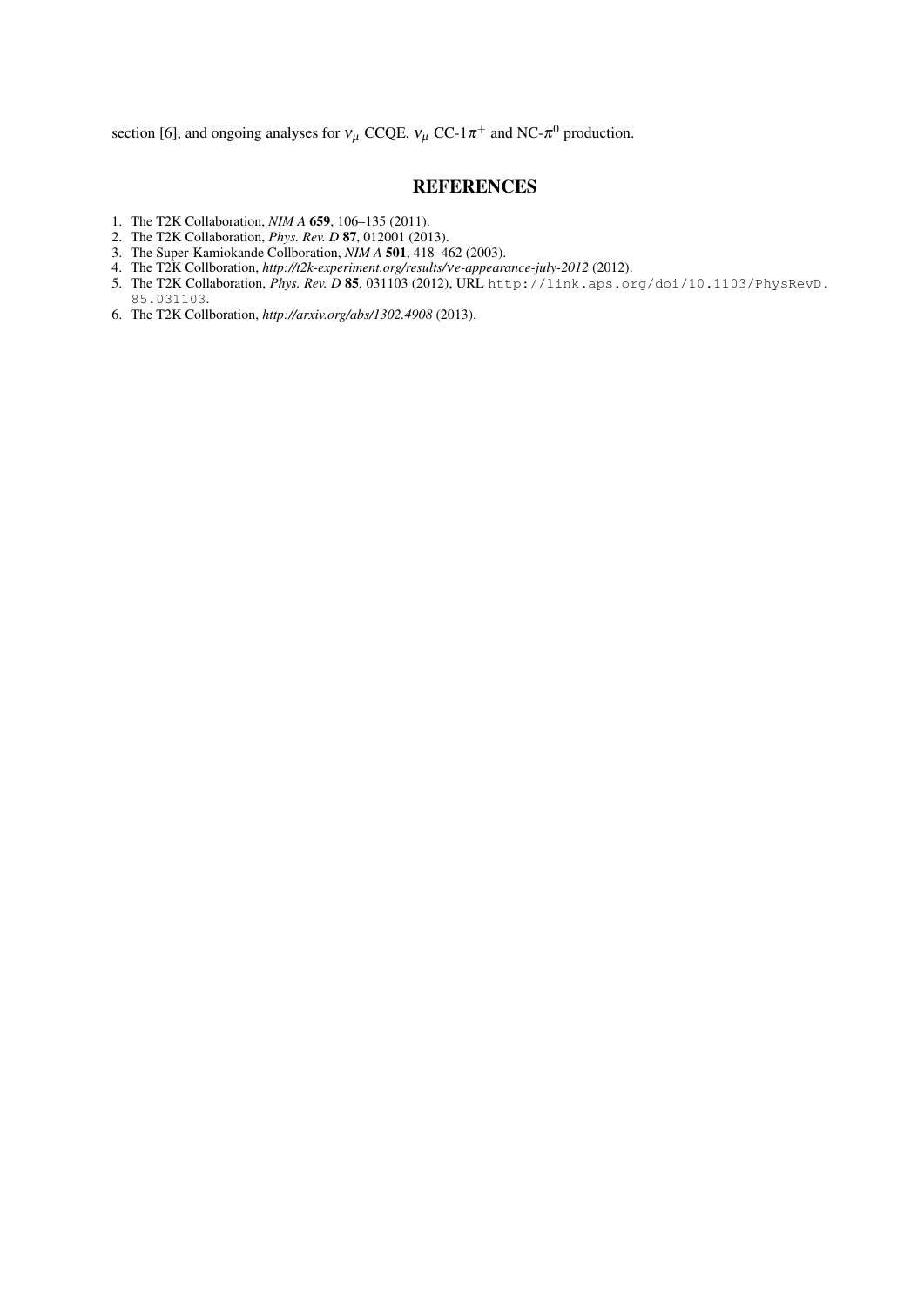section [6], and ongoing analyses for $\nu_\mu$ CCQE, $\nu_\mu$ CC-$1\pi^+$ and NC-$\pi^0$ production.

## REFERENCES

1. The T2K Collaboration, *NIM A* **659**, 106–135 (2011).
2. The T2K Collaboration, *Phys. Rev. D* **87**, 012001 (2013).
3. The Super-Kamiokande Collboration, *NIM A* **501**, 418–462 (2003).
4. The T2K Collboration, *http://t2k-experiment.org/results/νe-appearance-july-2012* (2012).
5. The T2K Collaboration, *Phys. Rev. D* **85**, 031103 (2012), URL `http://link.aps.org/doi/10.1103/PhysRevD.85.031103`.
6. The T2K Collboration, *http://arxiv.org/abs/1302.4908* (2013).